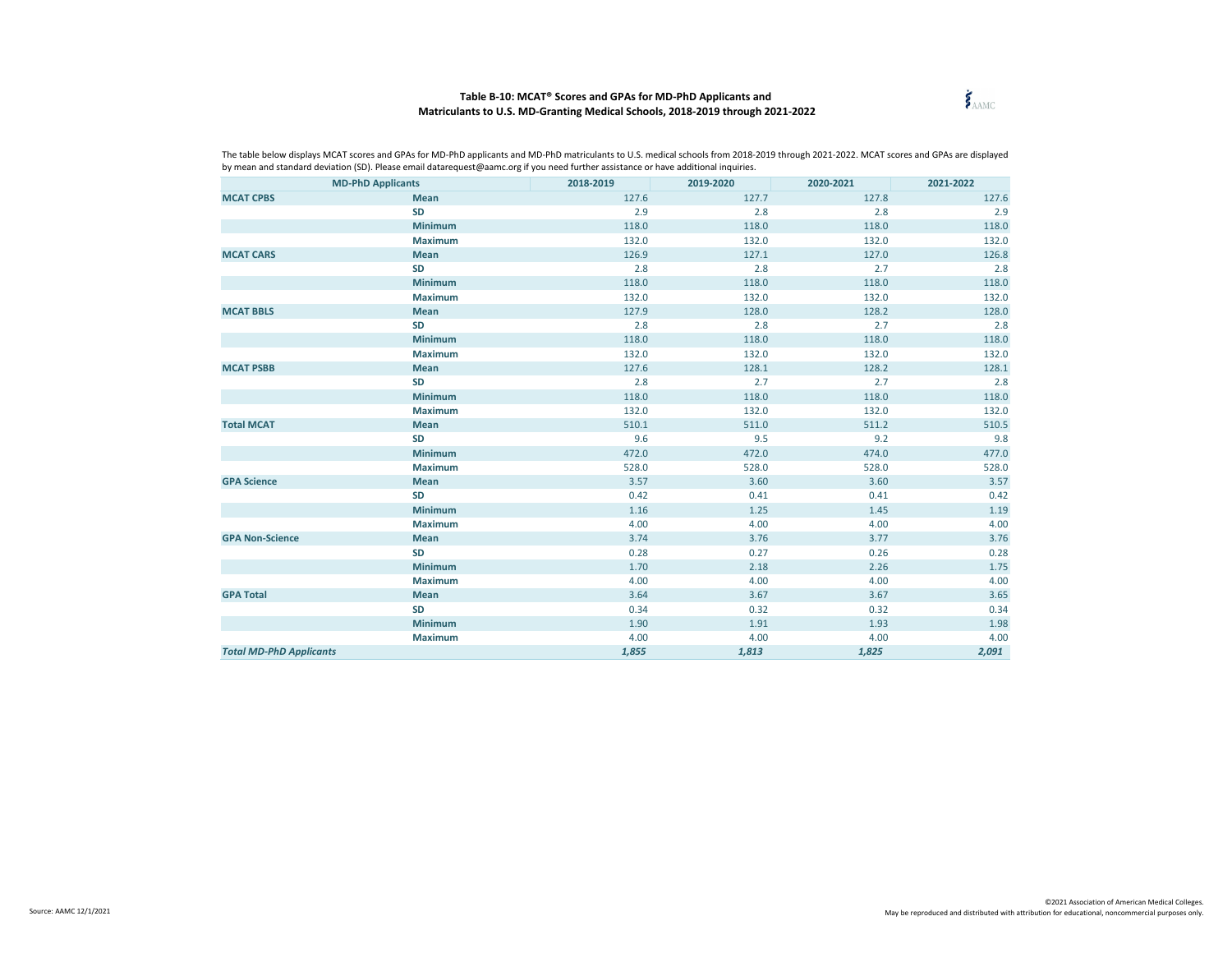**Table B-10: MCAT® Scores and GPAs for MD-PhD Applicants and Matriculants to U.S. MD-Granting Medical Schools, 2018-2019 through 2021-2022**

The table below displays MCAT scores and GPAs for MD-PhD applicants and MD-PhD matriculants to U.S. medical schools from 2018-2019 through 2021-2022. MCAT scores and GPAs are displayed by mean and standard deviation (SD). Please email datarequest@aamc.org if you need further assistance or have additional inquiries.

| MD-PhD Applicants | | 2018-2019 | 2019-2020 | 2020-2021 | 2021-2022 |
|---|---|---|---|---|---|
| **MCAT CPBS** | **Mean** | 127.6 | 127.7 | 127.8 | 127.6 |
| | **SD** | 2.9 | 2.8 | 2.8 | 2.9 |
| | **Minimum** | 118.0 | 118.0 | 118.0 | 118.0 |
| | **Maximum** | 132.0 | 132.0 | 132.0 | 132.0 |
| **MCAT CARS** | **Mean** | 126.9 | 127.1 | 127.0 | 126.8 |
| | **SD** | 2.8 | 2.8 | 2.7 | 2.8 |
| | **Minimum** | 118.0 | 118.0 | 118.0 | 118.0 |
| | **Maximum** | 132.0 | 132.0 | 132.0 | 132.0 |
| **MCAT BBLS** | **Mean** | 127.9 | 128.0 | 128.2 | 128.0 |
| | **SD** | 2.8 | 2.8 | 2.7 | 2.8 |
| | **Minimum** | 118.0 | 118.0 | 118.0 | 118.0 |
| | **Maximum** | 132.0 | 132.0 | 132.0 | 132.0 |
| **MCAT PSBB** | **Mean** | 127.6 | 128.1 | 128.2 | 128.1 |
| | **SD** | 2.8 | 2.7 | 2.7 | 2.8 |
| | **Minimum** | 118.0 | 118.0 | 118.0 | 118.0 |
| | **Maximum** | 132.0 | 132.0 | 132.0 | 132.0 |
| **Total MCAT** | **Mean** | 510.1 | 511.0 | 511.2 | 510.5 |
| | **SD** | 9.6 | 9.5 | 9.2 | 9.8 |
| | **Minimum** | 472.0 | 472.0 | 474.0 | 477.0 |
| | **Maximum** | 528.0 | 528.0 | 528.0 | 528.0 |
| **GPA Science** | **Mean** | 3.57 | 3.60 | 3.60 | 3.57 |
| | **SD** | 0.42 | 0.41 | 0.41 | 0.42 |
| | **Minimum** | 1.16 | 1.25 | 1.45 | 1.19 |
| | **Maximum** | 4.00 | 4.00 | 4.00 | 4.00 |
| **GPA Non-Science** | **Mean** | 3.74 | 3.76 | 3.77 | 3.76 |
| | **SD** | 0.28 | 0.27 | 0.26 | 0.28 |
| | **Minimum** | 1.70 | 2.18 | 2.26 | 1.75 |
| | **Maximum** | 4.00 | 4.00 | 4.00 | 4.00 |
| **GPA Total** | **Mean** | 3.64 | 3.67 | 3.67 | 3.65 |
| | **SD** | 0.34 | 0.32 | 0.32 | 0.34 |
| | **Minimum** | 1.90 | 1.91 | 1.93 | 1.98 |
| | **Maximum** | 4.00 | 4.00 | 4.00 | 4.00 |
| ***Total MD-PhD Applicants*** | | ***1,855*** | ***1,813*** | ***1,825*** | ***2,091*** |

Source: AAMC 12/1/2021

©2021 Association of American Medical Colleges.
May be reproduced and distributed with attribution for educational, noncommercial purposes only.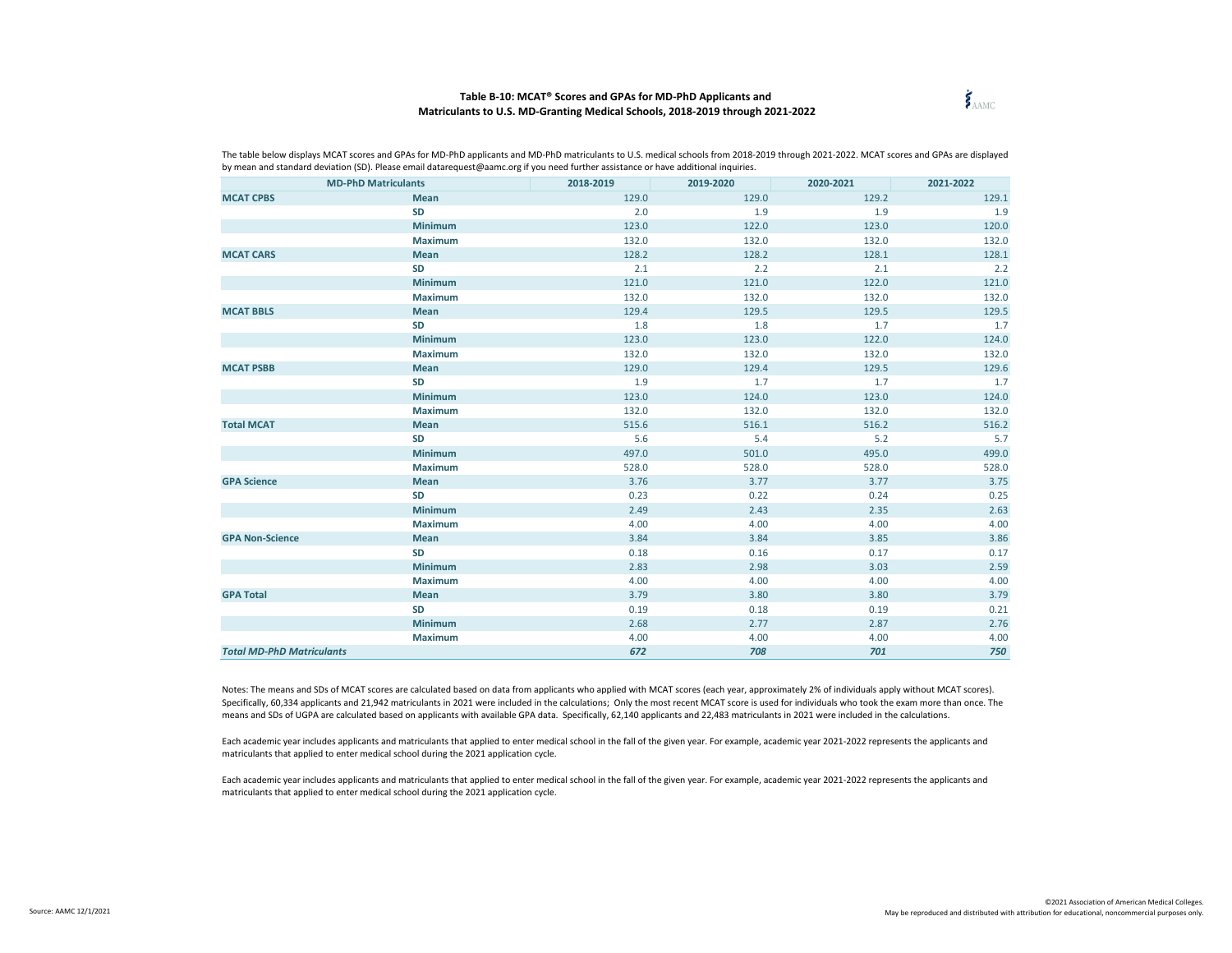**Table B-10: MCAT® Scores and GPAs for MD-PhD Applicants and Matriculants to U.S. MD-Granting Medical Schools, 2018-2019 through 2021-2022**

The table below displays MCAT scores and GPAs for MD-PhD applicants and MD-PhD matriculants to U.S. medical schools from 2018-2019 through 2021-2022. MCAT scores and GPAs are displayed by mean and standard deviation (SD). Please email datarequest@aamc.org if you need further assistance or have additional inquiries.

| MD-PhD Matriculants | | 2018-2019 | 2019-2020 | 2020-2021 | 2021-2022 |
|---|---|---|---|---|---|
| **MCAT CPBS** | **Mean** | 129.0 | 129.0 | 129.2 | 129.1 |
| | **SD** | 2.0 | 1.9 | 1.9 | 1.9 |
| | **Minimum** | 123.0 | 122.0 | 123.0 | 120.0 |
| | **Maximum** | 132.0 | 132.0 | 132.0 | 132.0 |
| **MCAT CARS** | **Mean** | 128.2 | 128.2 | 128.1 | 128.1 |
| | **SD** | 2.1 | 2.2 | 2.1 | 2.2 |
| | **Minimum** | 121.0 | 121.0 | 122.0 | 121.0 |
| | **Maximum** | 132.0 | 132.0 | 132.0 | 132.0 |
| **MCAT BBLS** | **Mean** | 129.4 | 129.5 | 129.5 | 129.5 |
| | **SD** | 1.8 | 1.8 | 1.7 | 1.7 |
| | **Minimum** | 123.0 | 123.0 | 122.0 | 124.0 |
| | **Maximum** | 132.0 | 132.0 | 132.0 | 132.0 |
| **MCAT PSBB** | **Mean** | 129.0 | 129.4 | 129.5 | 129.6 |
| | **SD** | 1.9 | 1.7 | 1.7 | 1.7 |
| | **Minimum** | 123.0 | 124.0 | 123.0 | 124.0 |
| | **Maximum** | 132.0 | 132.0 | 132.0 | 132.0 |
| **Total MCAT** | **Mean** | 515.6 | 516.1 | 516.2 | 516.2 |
| | **SD** | 5.6 | 5.4 | 5.2 | 5.7 |
| | **Minimum** | 497.0 | 501.0 | 495.0 | 499.0 |
| | **Maximum** | 528.0 | 528.0 | 528.0 | 528.0 |
| **GPA Science** | **Mean** | 3.76 | 3.77 | 3.77 | 3.75 |
| | **SD** | 0.23 | 0.22 | 0.24 | 0.25 |
| | **Minimum** | 2.49 | 2.43 | 2.35 | 2.63 |
| | **Maximum** | 4.00 | 4.00 | 4.00 | 4.00 |
| **GPA Non-Science** | **Mean** | 3.84 | 3.84 | 3.85 | 3.86 |
| | **SD** | 0.18 | 0.16 | 0.17 | 0.17 |
| | **Minimum** | 2.83 | 2.98 | 3.03 | 2.59 |
| | **Maximum** | 4.00 | 4.00 | 4.00 | 4.00 |
| **GPA Total** | **Mean** | 3.79 | 3.80 | 3.80 | 3.79 |
| | **SD** | 0.19 | 0.18 | 0.19 | 0.21 |
| | **Minimum** | 2.68 | 2.77 | 2.87 | 2.76 |
| | **Maximum** | 4.00 | 4.00 | 4.00 | 4.00 |
| ***Total MD-PhD Matriculants*** | | ***672*** | ***708*** | ***701*** | ***750*** |

Notes: The means and SDs of MCAT scores are calculated based on data from applicants who applied with MCAT scores (each year, approximately 2% of individuals apply without MCAT scores). Specifically, 60,334 applicants and 21,942 matriculants in 2021 were included in the calculations; Only the most recent MCAT score is used for individuals who took the exam more than once. The means and SDs of UGPA are calculated based on applicants with available GPA data. Specifically, 62,140 applicants and 22,483 matriculants in 2021 were included in the calculations.

Each academic year includes applicants and matriculants that applied to enter medical school in the fall of the given year. For example, academic year 2021-2022 represents the applicants and matriculants that applied to enter medical school during the 2021 application cycle.

Each academic year includes applicants and matriculants that applied to enter medical school in the fall of the given year. For example, academic year 2021-2022 represents the applicants and matriculants that applied to enter medical school during the 2021 application cycle.

Source: AAMC 12/1/2021

©2021 Association of American Medical Colleges.
May be reproduced and distributed with attribution for educational, noncommercial purposes only.